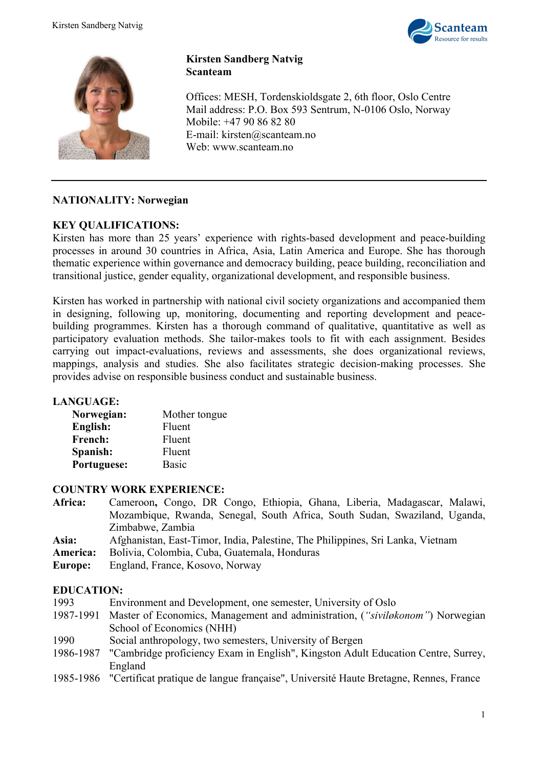**Kirsten Sandberg Natvig**
**Scanteam**

Offices: MESH, Tordenskioldsgate 2, 6th floor, Oslo Centre
Mail address: P.O. Box 593 Sentrum, N-0106 Oslo, Norway
Mobile: +47 90 86 82 80
E-mail: kirsten@scanteam.no
Web: www.scanteam.no

---

**NATIONALITY: Norwegian**

**KEY QUALIFICATIONS:**

Kirsten has more than 25 years' experience with rights-based development and peace-building processes in around 30 countries in Africa, Asia, Latin America and Europe. She has thorough thematic experience within governance and democracy building, peace building, reconciliation and transitional justice, gender equality, organizational development, and responsible business.

Kirsten has worked in partnership with national civil society organizations and accompanied them in designing, following up, monitoring, documenting and reporting development and peace-building programmes. Kirsten has a thorough command of qualitative, quantitative as well as participatory evaluation methods. She tailor-makes tools to fit with each assignment. Besides carrying out impact-evaluations, reviews and assessments, she does organizational reviews, mappings, analysis and studies. She also facilitates strategic decision-making processes. She provides advise on responsible business conduct and sustainable business.

**LANGUAGE:**

| | |
|---|---|
| **Norwegian:** | Mother tongue |
| **English:** | Fluent |
| **French:** | Fluent |
| **Spanish:** | Fluent |
| **Portuguese:** | Basic |

**COUNTRY WORK EXPERIENCE:**

| | |
|---|---|
| **Africa:** | Cameroon**,** Congo, DR Congo, Ethiopia, Ghana, Liberia, Madagascar, Malawi, Mozambique, Rwanda, Senegal, South Africa, South Sudan, Swaziland, Uganda, Zimbabwe, Zambia |
| **Asia:** | Afghanistan, East-Timor, India, Palestine, The Philippines, Sri Lanka, Vietnam |
| **America:** | Bolivia, Colombia, Cuba, Guatemala, Honduras |
| **Europe:** | England, France, Kosovo, Norway |

**EDUCATION:**

| | |
|---|---|
| 1993 | Environment and Development, one semester, University of Oslo |
| 1987-1991 | Master of Economics, Management and administration, (*"siviløkonom"*) Norwegian School of Economics (NHH) |
| 1990 | Social anthropology, two semesters, University of Bergen |
| 1986-1987 | "Cambridge proficiency Exam in English", Kingston Adult Education Centre, Surrey, England |
| 1985-1986 | "Certificat pratique de langue française", Université Haute Bretagne, Rennes, France |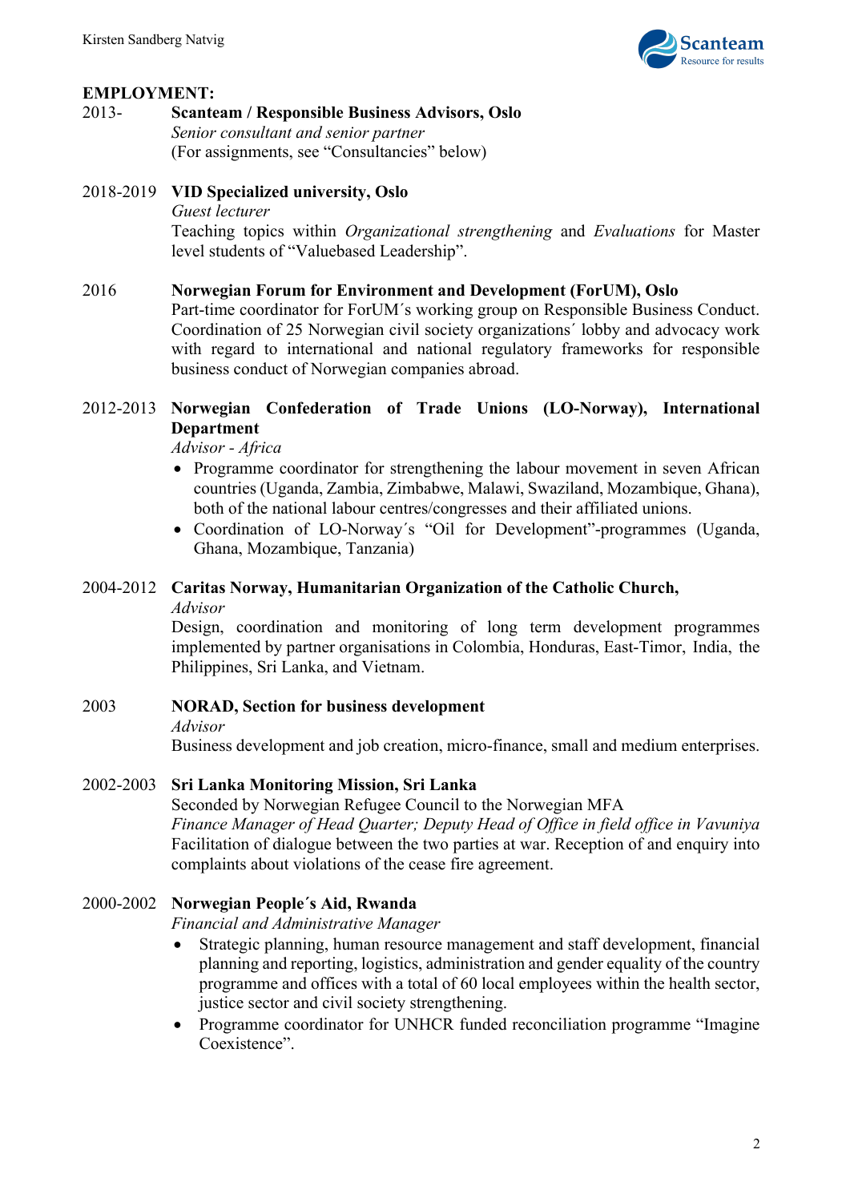## EMPLOYMENT:

**2013-** **Scanteam / Responsible Business Advisors, Oslo**
*Senior consultant and senior partner*
(For assignments, see "Consultancies" below)

**2018-2019** **VID Specialized university, Oslo**
*Guest lecturer*
Teaching topics within *Organizational strengthening* and *Evaluations* for Master level students of "Valuebased Leadership".

**2016** **Norwegian Forum for Environment and Development (ForUM), Oslo**
Part-time coordinator for ForUM´s working group on Responsible Business Conduct. Coordination of 25 Norwegian civil society organizations´ lobby and advocacy work with regard to international and national regulatory frameworks for responsible business conduct of Norwegian companies abroad.

**2012-2013** **Norwegian Confederation of Trade Unions (LO-Norway), International Department**
*Advisor - Africa*

- Programme coordinator for strengthening the labour movement in seven African countries (Uganda, Zambia, Zimbabwe, Malawi, Swaziland, Mozambique, Ghana), both of the national labour centres/congresses and their affiliated unions.
- Coordination of LO-Norway´s "Oil for Development"-programmes (Uganda, Ghana, Mozambique, Tanzania)

**2004-2012** **Caritas Norway, Humanitarian Organization of the Catholic Church,**
*Advisor*
Design, coordination and monitoring of long term development programmes implemented by partner organisations in Colombia, Honduras, East-Timor, India, the Philippines, Sri Lanka, and Vietnam.

**2003** **NORAD, Section for business development**
*Advisor*
Business development and job creation, micro-finance, small and medium enterprises.

**2002-2003** **Sri Lanka Monitoring Mission, Sri Lanka**
Seconded by Norwegian Refugee Council to the Norwegian MFA
*Finance Manager of Head Quarter; Deputy Head of Office in field office in Vavuniya*
Facilitation of dialogue between the two parties at war. Reception of and enquiry into complaints about violations of the cease fire agreement.

**2000-2002** **Norwegian People´s Aid, Rwanda**
*Financial and Administrative Manager*

- Strategic planning, human resource management and staff development, financial planning and reporting, logistics, administration and gender equality of the country programme and offices with a total of 60 local employees within the health sector, justice sector and civil society strengthening.
- Programme coordinator for UNHCR funded reconciliation programme "Imagine Coexistence".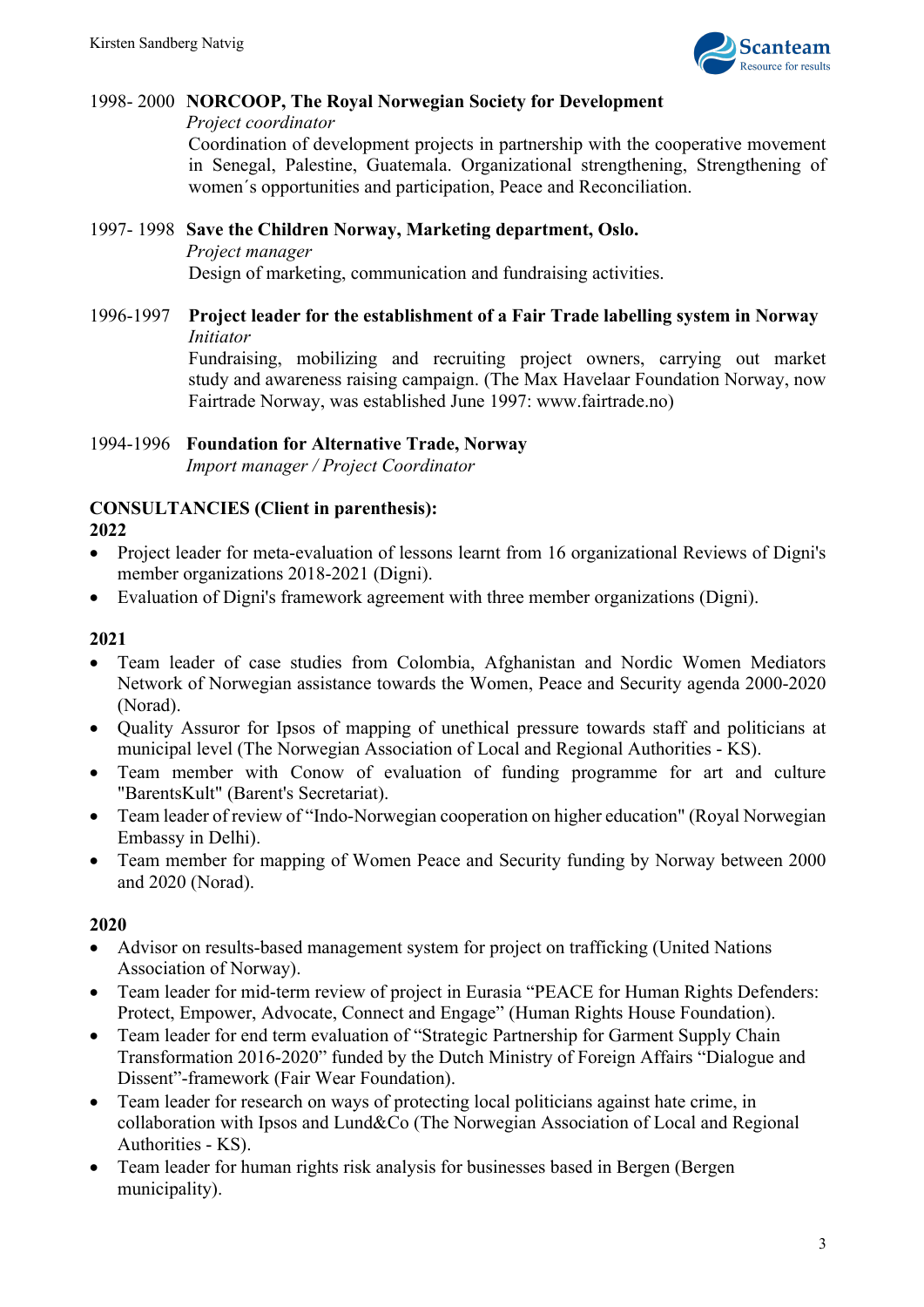1998- 2000 **NORCOOP, The Royal Norwegian Society for Development**
*Project coordinator*
Coordination of development projects in partnership with the cooperative movement in Senegal, Palestine, Guatemala. Organizational strengthening, Strengthening of women´s opportunities and participation, Peace and Reconciliation.

1997- 1998 **Save the Children Norway, Marketing department, Oslo.**
*Project manager*
Design of marketing, communication and fundraising activities.

1996-1997 **Project leader for the establishment of a Fair Trade labelling system in Norway**
*Initiator*
Fundraising, mobilizing and recruiting project owners, carrying out market study and awareness raising campaign. (The Max Havelaar Foundation Norway, now Fairtrade Norway, was established June 1997: www.fairtrade.no)

1994-1996 **Foundation for Alternative Trade, Norway**
*Import manager / Project Coordinator*

**CONSULTANCIES (Client in parenthesis):**

**2022**

- Project leader for meta-evaluation of lessons learnt from 16 organizational Reviews of Digni's member organizations 2018-2021 (Digni).
- Evaluation of Digni's framework agreement with three member organizations (Digni).

**2021**

- Team leader of case studies from Colombia, Afghanistan and Nordic Women Mediators Network of Norwegian assistance towards the Women, Peace and Security agenda 2000-2020 (Norad).
- Quality Assuror for Ipsos of mapping of unethical pressure towards staff and politicians at municipal level (The Norwegian Association of Local and Regional Authorities - KS).
- Team member with Conow of evaluation of funding programme for art and culture "BarentsKult" (Barent's Secretariat).
- Team leader of review of "Indo-Norwegian cooperation on higher education" (Royal Norwegian Embassy in Delhi).
- Team member for mapping of Women Peace and Security funding by Norway between 2000 and 2020 (Norad).

**2020**

- Advisor on results-based management system for project on trafficking (United Nations Association of Norway).
- Team leader for mid-term review of project in Eurasia "PEACE for Human Rights Defenders: Protect, Empower, Advocate, Connect and Engage" (Human Rights House Foundation).
- Team leader for end term evaluation of "Strategic Partnership for Garment Supply Chain Transformation 2016-2020" funded by the Dutch Ministry of Foreign Affairs "Dialogue and Dissent"-framework (Fair Wear Foundation).
- Team leader for research on ways of protecting local politicians against hate crime, in collaboration with Ipsos and Lund&Co (The Norwegian Association of Local and Regional Authorities - KS).
- Team leader for human rights risk analysis for businesses based in Bergen (Bergen municipality).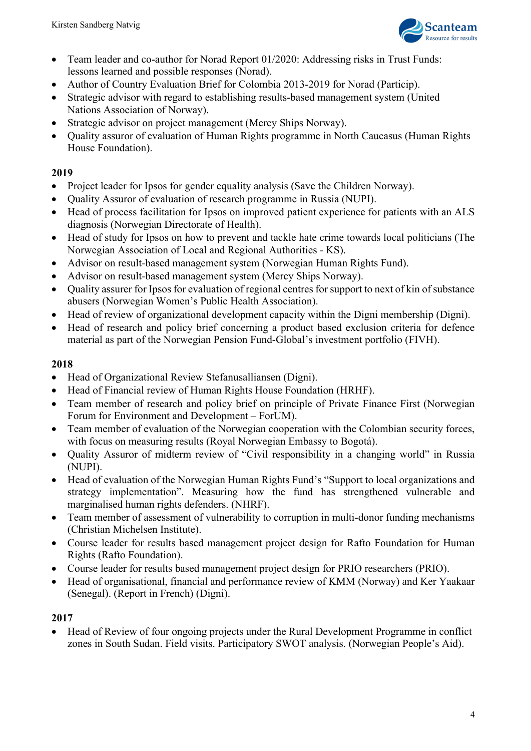- Team leader and co-author for Norad Report 01/2020: Addressing risks in Trust Funds: lessons learned and possible responses (Norad).
- Author of Country Evaluation Brief for Colombia 2013-2019 for Norad (Particip).
- Strategic advisor with regard to establishing results-based management system (United Nations Association of Norway).
- Strategic advisor on project management (Mercy Ships Norway).
- Quality assuror of evaluation of Human Rights programme in North Caucasus (Human Rights House Foundation).

**2019**

- Project leader for Ipsos for gender equality analysis (Save the Children Norway).
- Quality Assuror of evaluation of research programme in Russia (NUPI).
- Head of process facilitation for Ipsos on improved patient experience for patients with an ALS diagnosis (Norwegian Directorate of Health).
- Head of study for Ipsos on how to prevent and tackle hate crime towards local politicians (The Norwegian Association of Local and Regional Authorities - KS).
- Advisor on result-based management system (Norwegian Human Rights Fund).
- Advisor on result-based management system (Mercy Ships Norway).
- Quality assurer for Ipsos for evaluation of regional centres for support to next of kin of substance abusers (Norwegian Women's Public Health Association).
- Head of review of organizational development capacity within the Digni membership (Digni).
- Head of research and policy brief concerning a product based exclusion criteria for defence material as part of the Norwegian Pension Fund-Global's investment portfolio (FIVH).

**2018**

- Head of Organizational Review Stefanusalliansen (Digni).
- Head of Financial review of Human Rights House Foundation (HRHF).
- Team member of research and policy brief on principle of Private Finance First (Norwegian Forum for Environment and Development – ForUM).
- Team member of evaluation of the Norwegian cooperation with the Colombian security forces, with focus on measuring results (Royal Norwegian Embassy to Bogotá).
- Quality Assuror of midterm review of "Civil responsibility in a changing world" in Russia (NUPI).
- Head of evaluation of the Norwegian Human Rights Fund's "Support to local organizations and strategy implementation". Measuring how the fund has strengthened vulnerable and marginalised human rights defenders. (NHRF).
- Team member of assessment of vulnerability to corruption in multi-donor funding mechanisms (Christian Michelsen Institute).
- Course leader for results based management project design for Rafto Foundation for Human Rights (Rafto Foundation).
- Course leader for results based management project design for PRIO researchers (PRIO).
- Head of organisational, financial and performance review of KMM (Norway) and Ker Yaakaar (Senegal). (Report in French) (Digni).

**2017**

- Head of Review of four ongoing projects under the Rural Development Programme in conflict zones in South Sudan. Field visits. Participatory SWOT analysis. (Norwegian People's Aid).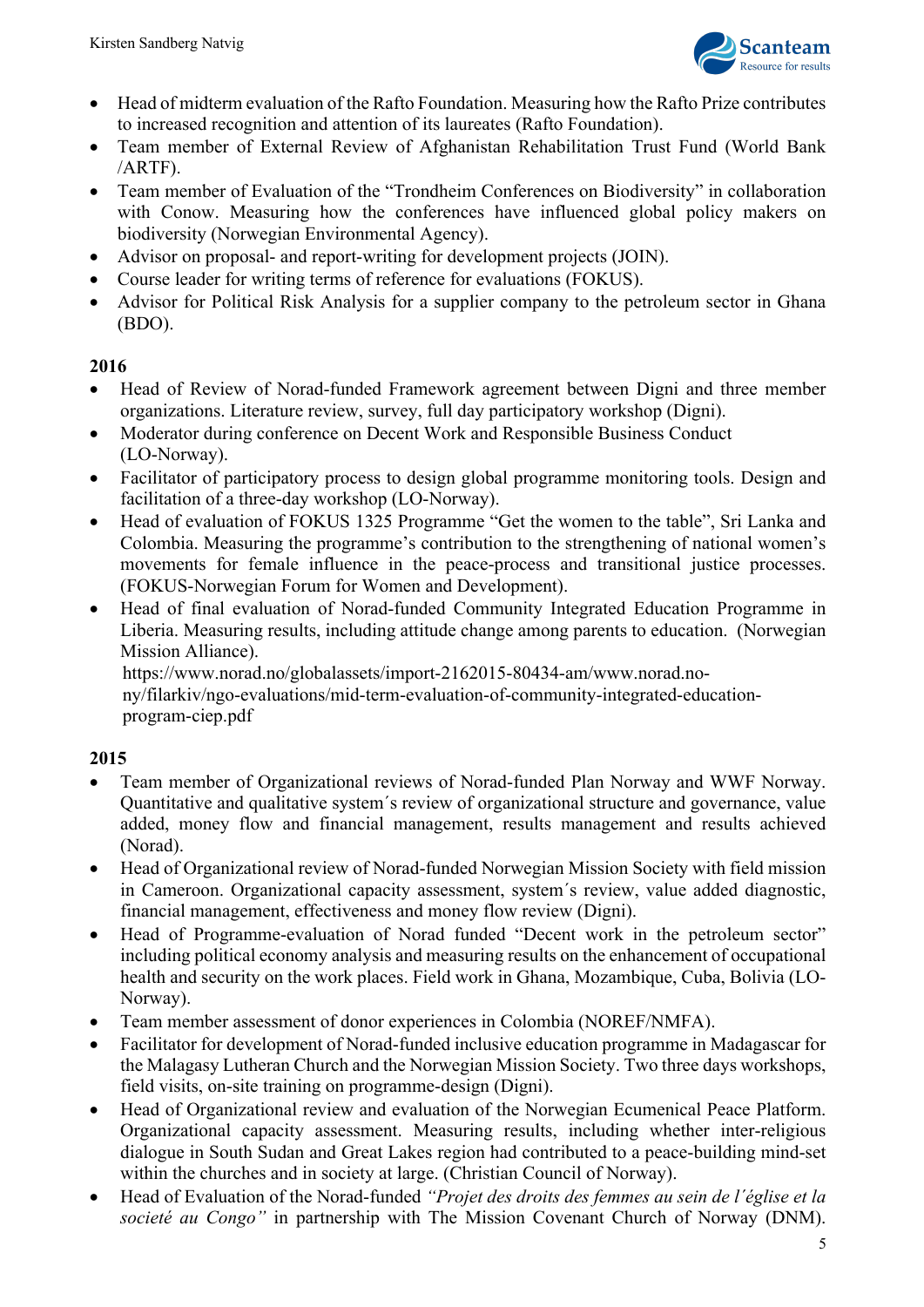- Head of midterm evaluation of the Rafto Foundation. Measuring how the Rafto Prize contributes to increased recognition and attention of its laureates (Rafto Foundation).
- Team member of External Review of Afghanistan Rehabilitation Trust Fund (World Bank /ARTF).
- Team member of Evaluation of the "Trondheim Conferences on Biodiversity" in collaboration with Conow. Measuring how the conferences have influenced global policy makers on biodiversity (Norwegian Environmental Agency).
- Advisor on proposal- and report-writing for development projects (JOIN).
- Course leader for writing terms of reference for evaluations (FOKUS).
- Advisor for Political Risk Analysis for a supplier company to the petroleum sector in Ghana (BDO).

**2016**

- Head of Review of Norad-funded Framework agreement between Digni and three member organizations. Literature review, survey, full day participatory workshop (Digni).
- Moderator during conference on Decent Work and Responsible Business Conduct (LO-Norway).
- Facilitator of participatory process to design global programme monitoring tools. Design and facilitation of a three-day workshop (LO-Norway).
- Head of evaluation of FOKUS 1325 Programme "Get the women to the table", Sri Lanka and Colombia. Measuring the programme's contribution to the strengthening of national women's movements for female influence in the peace-process and transitional justice processes. (FOKUS-Norwegian Forum for Women and Development).
- Head of final evaluation of Norad-funded Community Integrated Education Programme in Liberia. Measuring results, including attitude change among parents to education. (Norwegian Mission Alliance).
  https://www.norad.no/globalassets/import-2162015-80434-am/www.norad.no-ny/filarkiv/ngo-evaluations/mid-term-evaluation-of-community-integrated-education-program-ciep.pdf

**2015**

- Team member of Organizational reviews of Norad-funded Plan Norway and WWF Norway. Quantitative and qualitative system´s review of organizational structure and governance, value added, money flow and financial management, results management and results achieved (Norad).
- Head of Organizational review of Norad-funded Norwegian Mission Society with field mission in Cameroon. Organizational capacity assessment, system´s review, value added diagnostic, financial management, effectiveness and money flow review (Digni).
- Head of Programme-evaluation of Norad funded "Decent work in the petroleum sector" including political economy analysis and measuring results on the enhancement of occupational health and security on the work places. Field work in Ghana, Mozambique, Cuba, Bolivia (LO-Norway).
- Team member assessment of donor experiences in Colombia (NOREF/NMFA).
- Facilitator for development of Norad-funded inclusive education programme in Madagascar for the Malagasy Lutheran Church and the Norwegian Mission Society. Two three days workshops, field visits, on-site training on programme-design (Digni).
- Head of Organizational review and evaluation of the Norwegian Ecumenical Peace Platform. Organizational capacity assessment. Measuring results, including whether inter-religious dialogue in South Sudan and Great Lakes region had contributed to a peace-building mind-set within the churches and in society at large. (Christian Council of Norway).
- Head of Evaluation of the Norad-funded *"Projet des droits des femmes au sein de l´église et la societé au Congo"* in partnership with The Mission Covenant Church of Norway (DNM).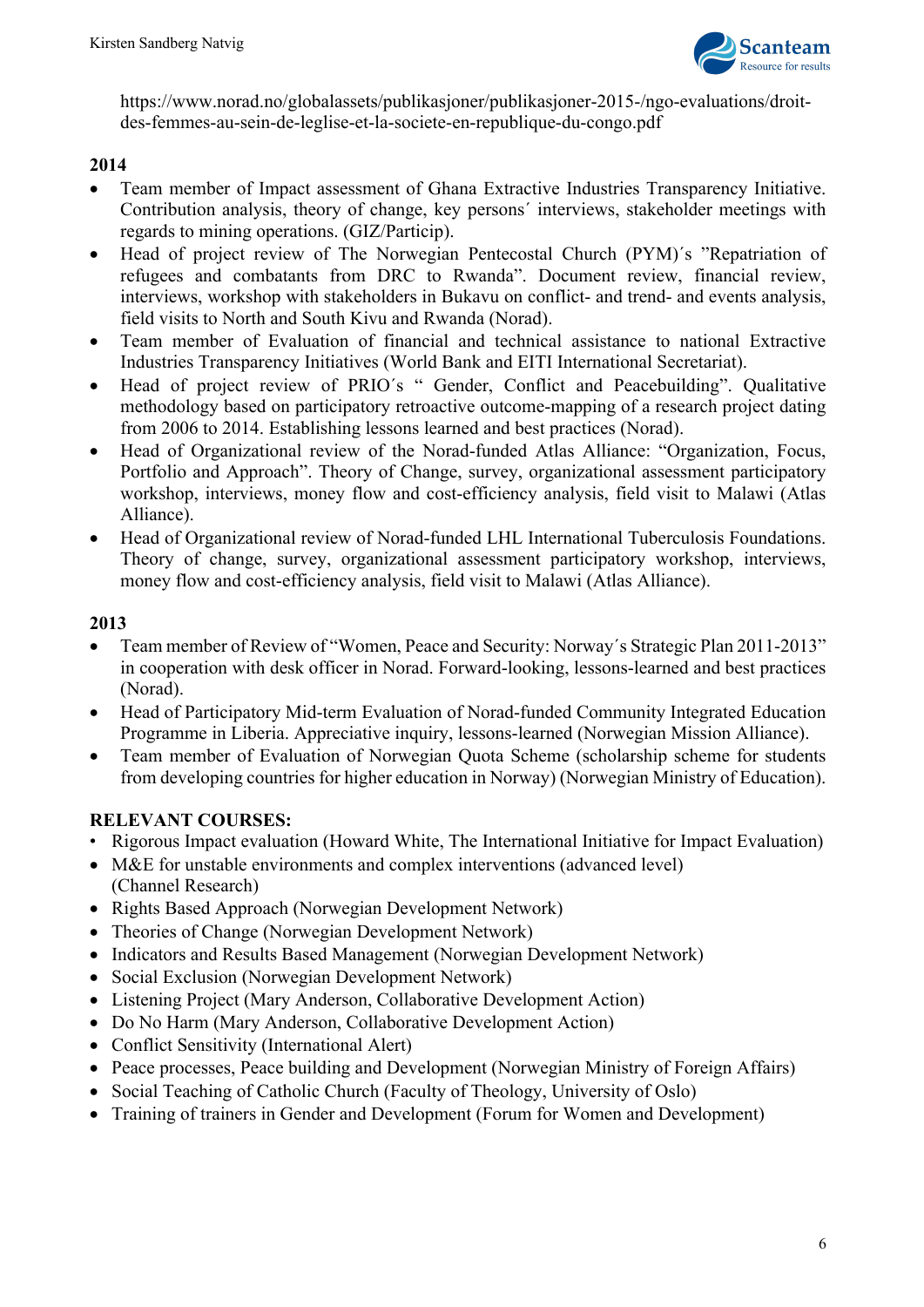https://www.norad.no/globalassets/publikasjoner/publikasjoner-2015-/ngo-evaluations/droit-des-femmes-au-sein-de-leglise-et-la-societe-en-republique-du-congo.pdf

**2014**

- Team member of Impact assessment of Ghana Extractive Industries Transparency Initiative. Contribution analysis, theory of change, key persons´ interviews, stakeholder meetings with regards to mining operations. (GIZ/Particip).
- Head of project review of The Norwegian Pentecostal Church (PYM)´s ”Repatriation of refugees and combatants from DRC to Rwanda". Document review, financial review, interviews, workshop with stakeholders in Bukavu on conflict- and trend- and events analysis, field visits to North and South Kivu and Rwanda (Norad).
- Team member of Evaluation of financial and technical assistance to national Extractive Industries Transparency Initiatives (World Bank and EITI International Secretariat).
- Head of project review of PRIO´s " Gender, Conflict and Peacebuilding". Qualitative methodology based on participatory retroactive outcome-mapping of a research project dating from 2006 to 2014. Establishing lessons learned and best practices (Norad).
- Head of Organizational review of the Norad-funded Atlas Alliance: "Organization, Focus, Portfolio and Approach". Theory of Change, survey, organizational assessment participatory workshop, interviews, money flow and cost-efficiency analysis, field visit to Malawi (Atlas Alliance).
- Head of Organizational review of Norad-funded LHL International Tuberculosis Foundations. Theory of change, survey, organizational assessment participatory workshop, interviews, money flow and cost-efficiency analysis, field visit to Malawi (Atlas Alliance).

**2013**

- Team member of Review of "Women, Peace and Security: Norway´s Strategic Plan 2011-2013" in cooperation with desk officer in Norad. Forward-looking, lessons-learned and best practices (Norad).
- Head of Participatory Mid-term Evaluation of Norad-funded Community Integrated Education Programme in Liberia. Appreciative inquiry, lessons-learned (Norwegian Mission Alliance).
- Team member of Evaluation of Norwegian Quota Scheme (scholarship scheme for students from developing countries for higher education in Norway) (Norwegian Ministry of Education).

**RELEVANT COURSES:**

- Rigorous Impact evaluation (Howard White, The International Initiative for Impact Evaluation)
- M&E for unstable environments and complex interventions (advanced level) (Channel Research)
- Rights Based Approach (Norwegian Development Network)
- Theories of Change (Norwegian Development Network)
- Indicators and Results Based Management (Norwegian Development Network)
- Social Exclusion (Norwegian Development Network)
- Listening Project (Mary Anderson, Collaborative Development Action)
- Do No Harm (Mary Anderson, Collaborative Development Action)
- Conflict Sensitivity (International Alert)
- Peace processes, Peace building and Development (Norwegian Ministry of Foreign Affairs)
- Social Teaching of Catholic Church (Faculty of Theology, University of Oslo)
- Training of trainers in Gender and Development (Forum for Women and Development)